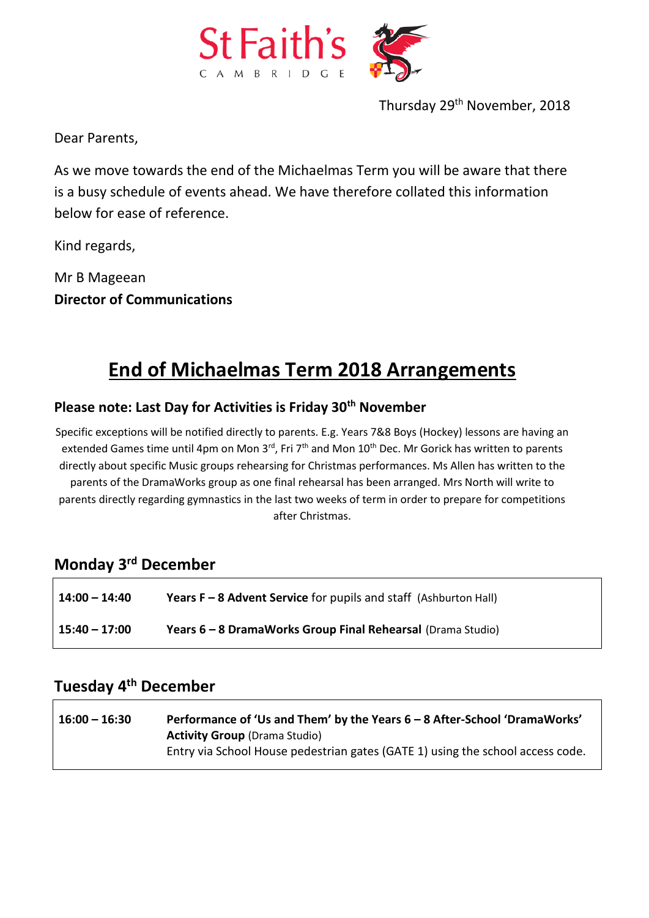St Faith's

CAMBRIDGE

Thursday 29th November, 2018

Dear Parents,

As we move towards the end of the Michaelmas Term you will be aware that there is a busy schedule of events ahead. We have therefore collated this information below for ease of reference.

Kind regards,

Mr B Mageean
**Director of Communications**

# End of Michaelmas Term 2018 Arrangements

### Please note: Last Day for Activities is Friday 30th November

Specific exceptions will be notified directly to parents. E.g. Years 7&8 Boys (Hockey) lessons are having an extended Games time until 4pm on Mon 3rd, Fri 7th and Mon 10th Dec. Mr Gorick has written to parents directly about specific Music groups rehearsing for Christmas performances. Ms Allen has written to the parents of the DramaWorks group as one final rehearsal has been arranged. Mrs North will write to parents directly regarding gymnastics in the last two weeks of term in order to prepare for competitions after Christmas.

## Monday 3rd December

| | |
|---|---|
| **14:00 – 14:40** | **Years F – 8 Advent Service** for pupils and staff (Ashburton Hall) |
| **15:40 – 17:00** | **Years 6 – 8 DramaWorks Group Final Rehearsal** (Drama Studio) |

## Tuesday 4th December

| | |
|---|---|
| **16:00 – 16:30** | **Performance of 'Us and Them' by the Years 6 – 8 After-School 'DramaWorks' Activity Group** (Drama Studio)<br>Entry via School House pedestrian gates (GATE 1) using the school access code. |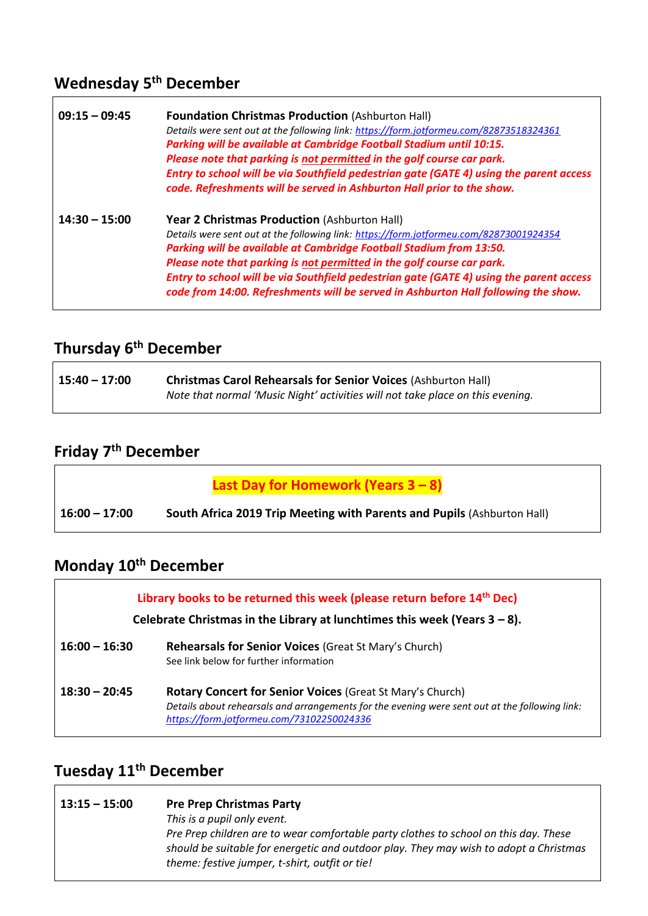## Wednesday 5th December

| | |
|---|---|
| **09:15 – 09:45** | **Foundation Christmas Production** (Ashburton Hall)<br>*Details were sent out at the following link: https://form.jotformeu.com/82873518324361*<br>***Parking will be available at Cambridge Football Stadium until 10:15.***<br>***Please note that parking is not permitted in the golf course car park.***<br>***Entry to school will be via Southfield pedestrian gate (GATE 4) using the parent access code. Refreshments will be served in Ashburton Hall prior to the show.*** |
| **14:30 – 15:00** | **Year 2 Christmas Production** (Ashburton Hall)<br>*Details were sent out at the following link: https://form.jotformeu.com/82873001924354*<br>***Parking will be available at Cambridge Football Stadium from 13:50.***<br>***Please note that parking is not permitted in the golf course car park.***<br>***Entry to school will be via Southfield pedestrian gate (GATE 4) using the parent access code from 14:00. Refreshments will be served in Ashburton Hall following the show.*** |

## Thursday 6th December

| | |
|---|---|
| **15:40 – 17:00** | **Christmas Carol Rehearsals for Senior Voices** (Ashburton Hall)<br>*Note that normal 'Music Night' activities will not take place on this evening.* |

## Friday 7th December

**Last Day for Homework (Years 3 – 8)**

| | |
|---|---|
| **16:00 – 17:00** | **South Africa 2019 Trip Meeting with Parents and Pupils** (Ashburton Hall) |

## Monday 10th December

**Library books to be returned this week (please return before 14th Dec)**

**Celebrate Christmas in the Library at lunchtimes this week (Years 3 – 8).**

| | |
|---|---|
| **16:00 – 16:30** | **Rehearsals for Senior Voices** (Great St Mary's Church)<br>See link below for further information |
| **18:30 – 20:45** | **Rotary Concert for Senior Voices** (Great St Mary's Church)<br>*Details about rehearsals and arrangements for the evening were sent out at the following link: https://form.jotformeu.com/73102250024336* |

## Tuesday 11th December

| | |
|---|---|
| **13:15 – 15:00** | **Pre Prep Christmas Party**<br>*This is a pupil only event.*<br>*Pre Prep children are to wear comfortable party clothes to school on this day. These should be suitable for energetic and outdoor play. They may wish to adopt a Christmas theme: festive jumper, t-shirt, outfit or tie!* |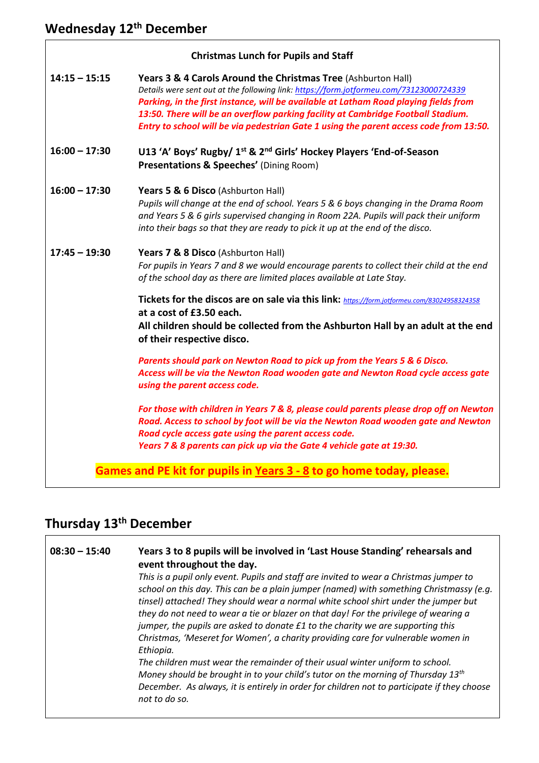## Wednesday 12th December

**Christmas Lunch for Pupils and Staff**

**14:15 – 15:15** — **Years 3 & 4 Carols Around the Christmas Tree** (Ashburton Hall)
*Details were sent out at the following link: https://form.jotformeu.com/73123000724339*
***Parking, in the first instance, will be available at Latham Road playing fields from 13:50. There will be an overflow parking facility at Cambridge Football Stadium. Entry to school will be via pedestrian Gate 1 using the parent access code from 13:50.***

**16:00 – 17:30** — **U13 'A' Boys' Rugby/ 1st & 2nd Girls' Hockey Players 'End-of-Season Presentations & Speeches'** (Dining Room)

**16:00 – 17:30** — **Years 5 & 6 Disco** (Ashburton Hall)
*Pupils will change at the end of school. Years 5 & 6 boys changing in the Drama Room and Years 5 & 6 girls supervised changing in Room 22A. Pupils will pack their uniform into their bags so that they are ready to pick it up at the end of the disco.*

**17:45 – 19:30** — **Years 7 & 8 Disco** (Ashburton Hall)
*For pupils in Years 7 and 8 we would encourage parents to collect their child at the end of the school day as there are limited places available at Late Stay.*

**Tickets for the discos are on sale via this link:** *https://form.jotformeu.com/83024958324358*
**at a cost of £3.50 each.**
**All children should be collected from the Ashburton Hall by an adult at the end of their respective disco.**

***Parents should park on Newton Road to pick up from the Years 5 & 6 Disco. Access will be via the Newton Road wooden gate and Newton Road cycle access gate using the parent access code.***

***For those with children in Years 7 & 8, please could parents please drop off on Newton Road. Access to school by foot will be via the Newton Road wooden gate and Newton Road cycle access gate using the parent access code.***
***Years 7 & 8 parents can pick up via the Gate 4 vehicle gate at 19:30.***

**Games and PE kit for pupils in Years 3 - 8 to go home today, please.**

## Thursday 13th December

**08:30 – 15:40** — **Years 3 to 8 pupils will be involved in 'Last House Standing' rehearsals and event throughout the day.**
*This is a pupil only event. Pupils and staff are invited to wear a Christmas jumper to school on this day. This can be a plain jumper (named) with something Christmassy (e.g. tinsel) attached! They should wear a normal white school shirt under the jumper but they do not need to wear a tie or blazer on that day! For the privilege of wearing a jumper, the pupils are asked to donate £1 to the charity we are supporting this Christmas, 'Meseret for Women', a charity providing care for vulnerable women in Ethiopia.*
*The children must wear the remainder of their usual winter uniform to school. Money should be brought in to your child's tutor on the morning of Thursday 13th December. As always, it is entirely in order for children not to participate if they choose not to do so.*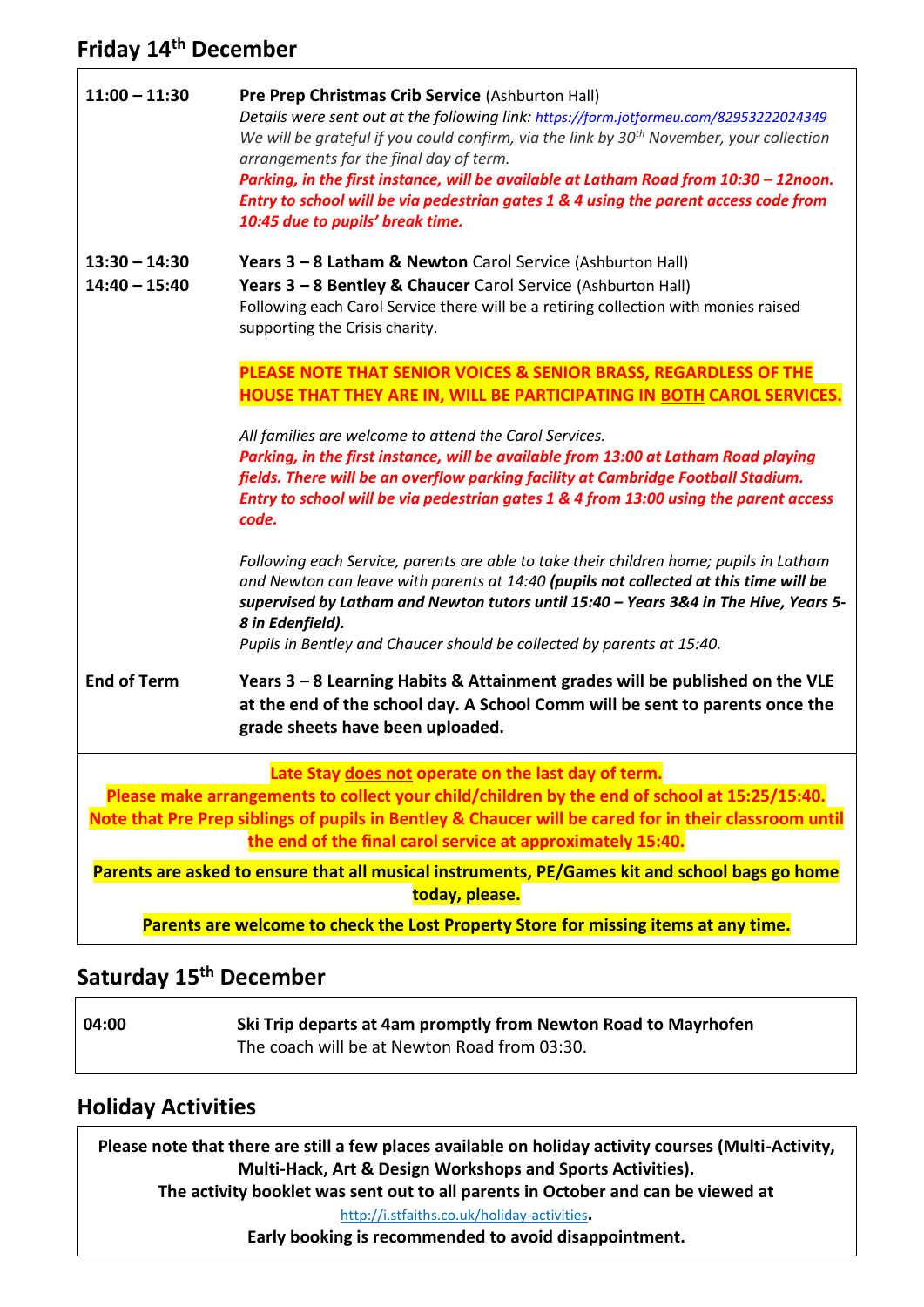## Friday 14th December

| | |
|---|---|
| **11:00 – 11:30** | **Pre Prep Christmas Crib Service** (Ashburton Hall)<br>*Details were sent out at the following link: https://form.jotformeu.com/82953222024349*<br>*We will be grateful if you could confirm, via the link by 30th November, your collection arrangements for the final day of term.*<br>***Parking, in the first instance, will be available at Latham Road from 10:30 – 12noon. Entry to school will be via pedestrian gates 1 & 4 using the parent access code from 10:45 due to pupils' break time.*** |
| **13:30 – 14:30**<br>**14:40 – 15:40** | **Years 3 – 8 Latham & Newton** Carol Service (Ashburton Hall)<br>**Years 3 – 8 Bentley & Chaucer** Carol Service (Ashburton Hall)<br>Following each Carol Service there will be a retiring collection with monies raised supporting the Crisis charity.<br><br>**PLEASE NOTE THAT SENIOR VOICES & SENIOR BRASS, REGARDLESS OF THE HOUSE THAT THEY ARE IN, WILL BE PARTICIPATING IN <u>BOTH</u> CAROL SERVICES.**<br><br>*All families are welcome to attend the Carol Services.*<br>***Parking, in the first instance, will be available from 13:00 at Latham Road playing fields. There will be an overflow parking facility at Cambridge Football Stadium. Entry to school will be via pedestrian gates 1 & 4 from 13:00 using the parent access code.***<br><br>*Following each Service, parents are able to take their children home; pupils in Latham and Newton can leave with parents at 14:40* ***(pupils not collected at this time will be supervised by Latham and Newton tutors until 15:40 – Years 3&4 in The Hive, Years 5-8 in Edenfield).***<br>*Pupils in Bentley and Chaucer should be collected by parents at 15:40.* |
| **End of Term** | **Years 3 – 8 Learning Habits & Attainment grades will be published on the VLE at the end of the school day. A School Comm will be sent to parents once the grade sheets have been uploaded.** |

**Late Stay <u>does not</u> operate on the last day of term.**
**Please make arrangements to collect your child/children by the end of school at 15:25/15:40.**
**Note that Pre Prep siblings of pupils in Bentley & Chaucer will be cared for in their classroom until the end of the final carol service at approximately 15:40.**

**Parents are asked to ensure that all musical instruments, PE/Games kit and school bags go home today, please.**

**Parents are welcome to check the Lost Property Store for missing items at any time.**

## Saturday 15th December

| | |
|---|---|
| **04:00** | **Ski Trip departs at 4am promptly from Newton Road to Mayrhofen**<br>The coach will be at Newton Road from 03:30. |

## Holiday Activities

**Please note that there are still a few places available on holiday activity courses (Multi-Activity, Multi-Hack, Art & Design Workshops and Sports Activities).**
**The activity booklet was sent out to all parents in October and can be viewed at**
http://i.stfaiths.co.uk/holiday-activities.
**Early booking is recommended to avoid disappointment.**